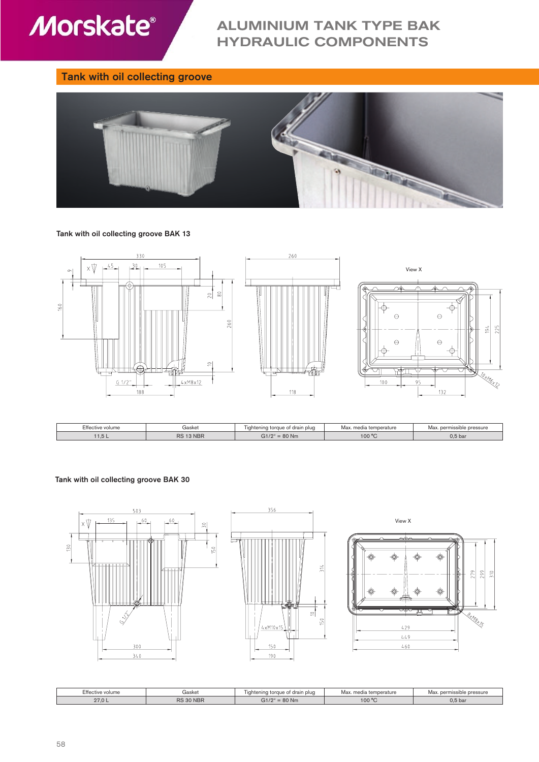# ALUMINIUM TANK TYPE BAK HYDRAULIC COMPONENTS

## Tank with oil collecting groove

### Tank with oil collecting groove BAK 13

| Effective volume | Gasket | Tightening torque of drain plug | Max. media temperature | Max. permissible pressure |
|---|---|---|---|---|
| 11,5 L | RS 13 NBR | G1/2" = 80 Nm | 100 °C | 0,5 bar |

### Tank with oil collecting groove BAK 30

| Effective volume | Gasket | Tightening torque of drain plug | Max. media temperature | Max. permissible pressure |
|---|---|---|---|---|
| 27,0 L | RS 30 NBR | G1/2" = 80 Nm | 100 °C | 0,5 bar |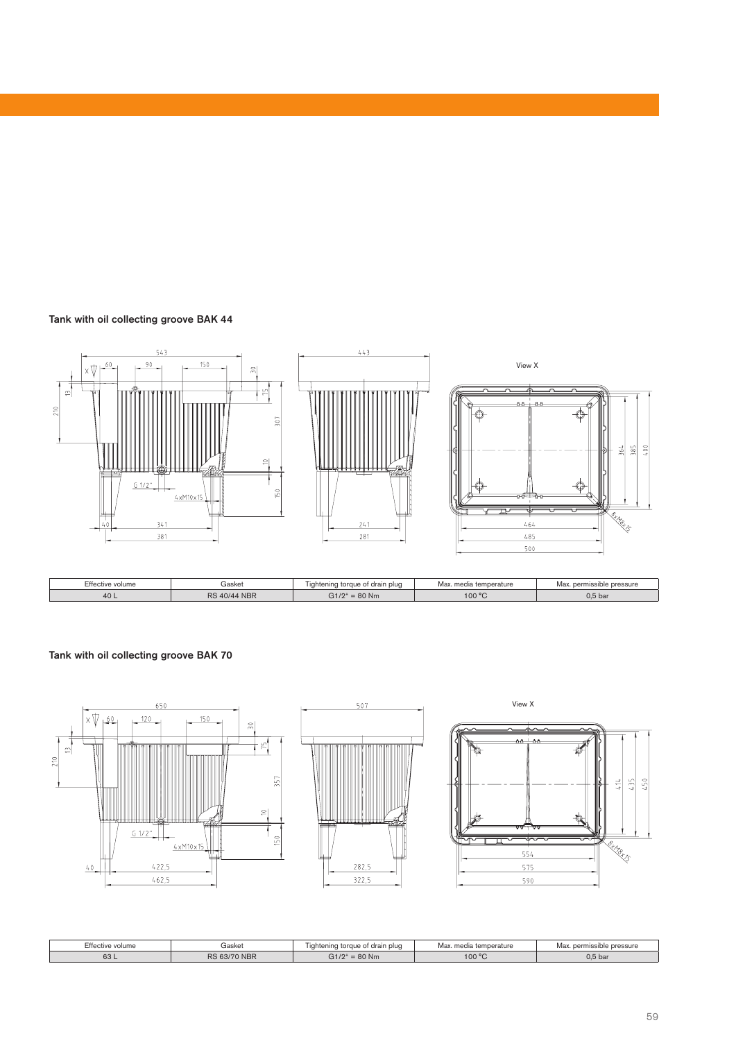## Tank with oil collecting groove BAK 44

| Effective volume | Gasket | Tightening torque of drain plug | Max. media temperature | Max. permissible pressure |
| --- | --- | --- | --- | --- |
| 40 L | RS 40/44 NBR | G1/2" = 80 Nm | 100 °C | 0,5 bar |

## Tank with oil collecting groove BAK 70

| Effective volume | Gasket | Tightening torque of drain plug | Max. media temperature | Max. permissible pressure |
| --- | --- | --- | --- | --- |
| 63 L | RS 63/70 NBR | G1/2" = 80 Nm | 100 °C | 0,5 bar |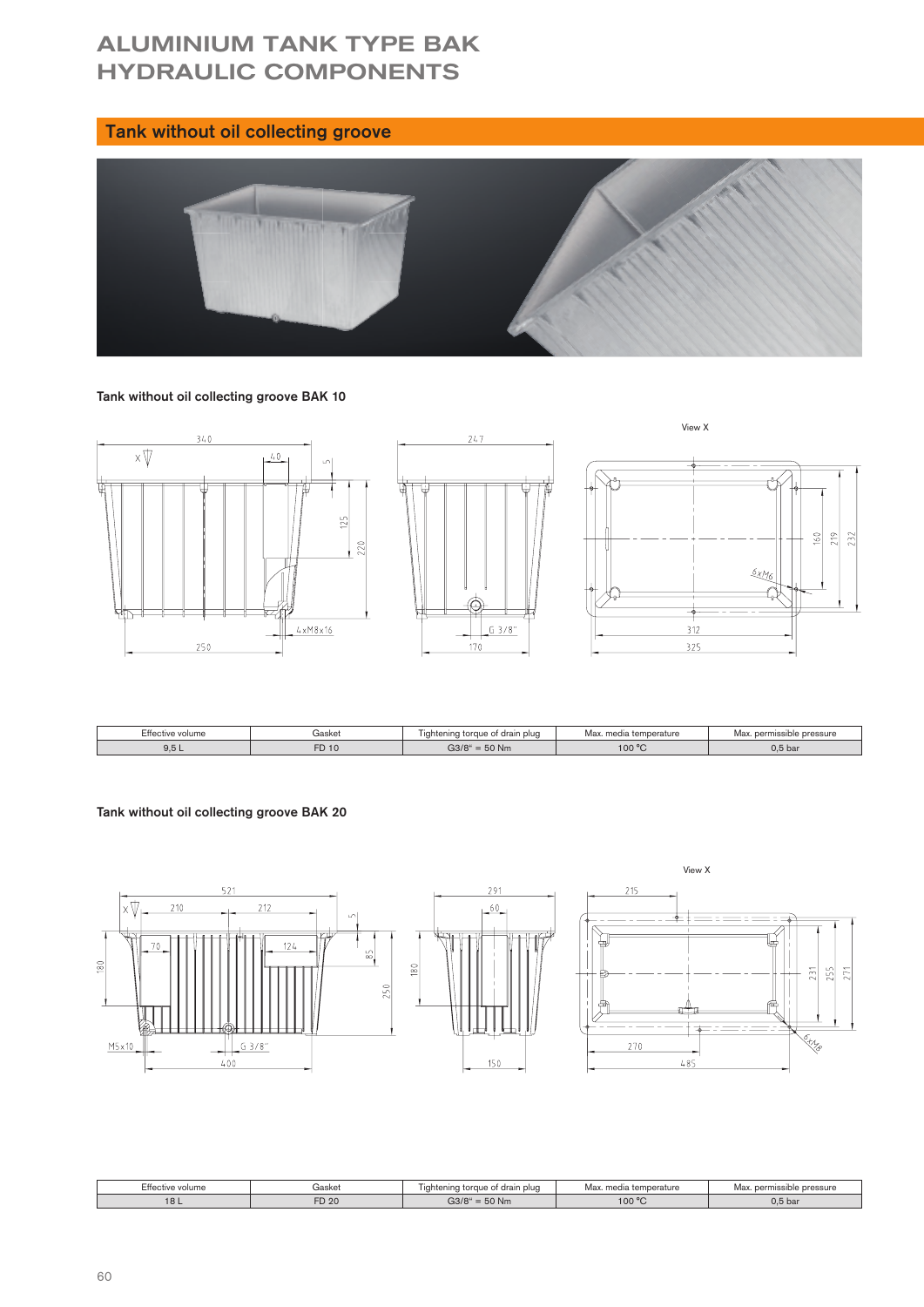# ALUMINIUM TANK TYPE BAK HYDRAULIC COMPONENTS

## Tank without oil collecting groove

### Tank without oil collecting groove BAK 10

| Effective volume | Gasket | Tightening torque of drain plug | Max. media temperature | Max. permissible pressure |
|---|---|---|---|---|
| 9,5 L | FD 10 | G3/8" = 50 Nm | 100 °C | 0,5 bar |

### Tank without oil collecting groove BAK 20

| Effective volume | Gasket | Tightening torque of drain plug | Max. media temperature | Max. permissible pressure |
|---|---|---|---|---|
| 18 L | FD 20 | G3/8" = 50 Nm | 100 °C | 0,5 bar |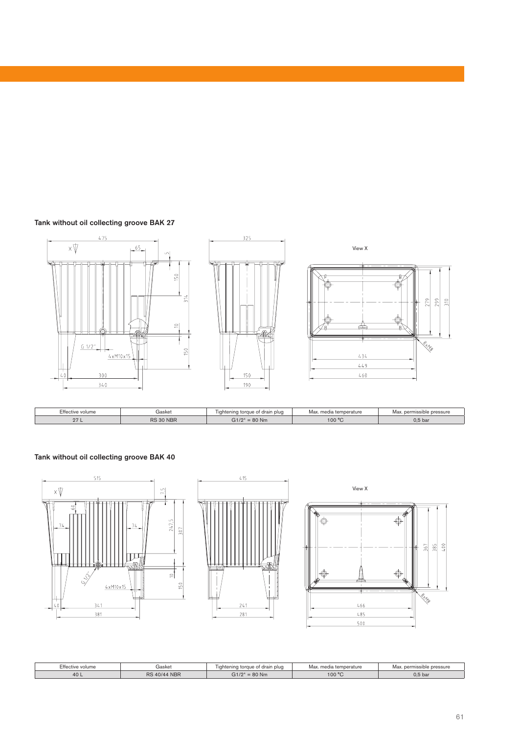### Tank without oil collecting groove BAK 27

| Effective volume | Gasket | Tightening torque of drain plug | Max. media temperature | Max. permissible pressure |
|---|---|---|---|---|
| 27 L | RS 30 NBR | G1/2" = 80 Nm | 100 °C | 0,5 bar |

### Tank without oil collecting groove BAK 40

| Effective volume | Gasket | Tightening torque of drain plug | Max. media temperature | Max. permissible pressure |
|---|---|---|---|---|
| 40 L | RS 40/44 NBR | G1/2" = 80 Nm | 100 °C | 0,5 bar |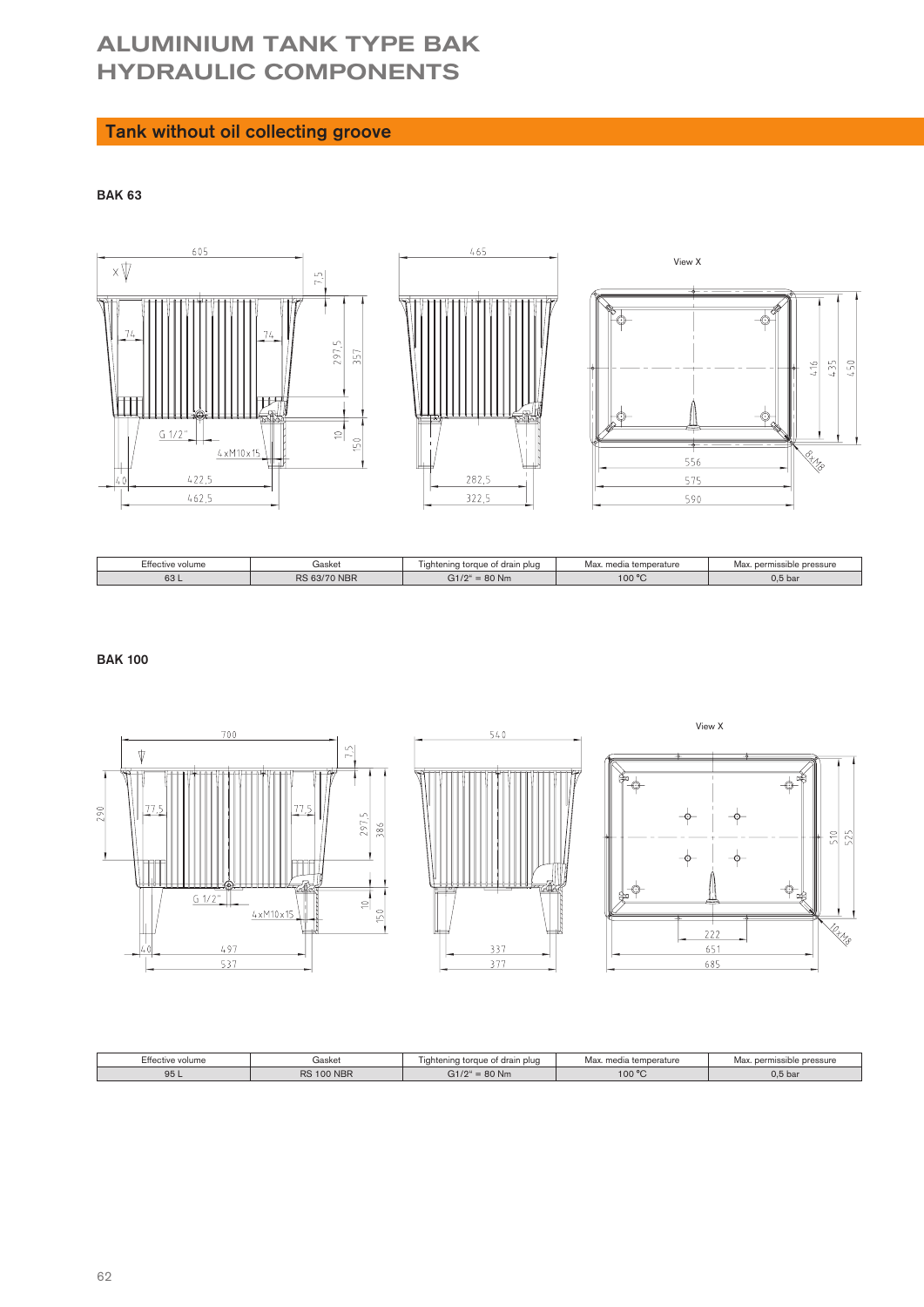# ALUMINIUM TANK TYPE BAK HYDRAULIC COMPONENTS

## Tank without oil collecting groove

### BAK 63

| Effective volume | Gasket | Tightening torque of drain plug | Max. media temperature | Max. permissible pressure |
|---|---|---|---|---|
| 63 L | RS 63/70 NBR | G1/2" = 80 Nm | 100 °C | 0,5 bar |

### BAK 100

| Effective volume | Gasket | Tightening torque of drain plug | Max. media temperature | Max. permissible pressure |
|---|---|---|---|---|
| 95 L | RS 100 NBR | G1/2" = 80 Nm | 100 °C | 0,5 bar |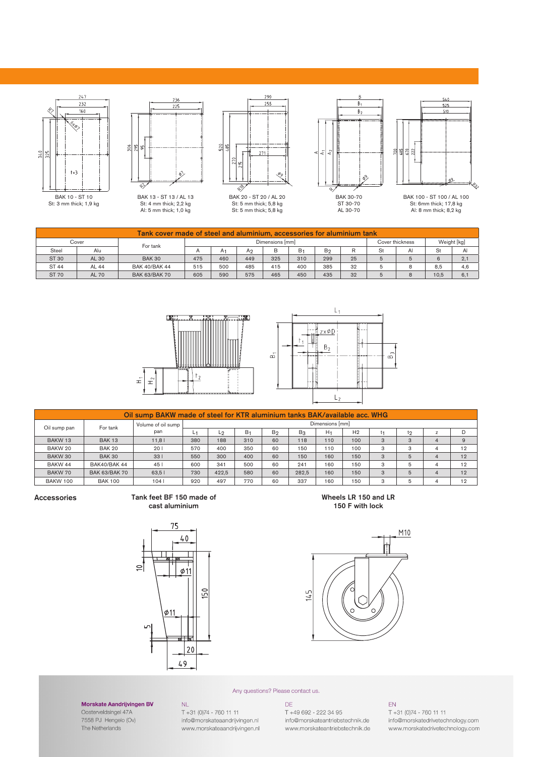BAK 10 - ST 10
St: 3 mm thick; 1,9 kg

BAK 13 - ST 13 / AL 13
St: 4 mm thick; 2,2 kg
Al: 5 mm thick; 1,0 kg

BAK 20 - ST 20 / AL 20
St: 5 mm thick; 5,8 kg
St: 5 mm thick; 5,8 kg

BAK 30-70
ST 30-70
AL 30-70

BAK 100 - ST 100 / AL 100
St: 6mm thick; 17,8 kg
Al: 8 mm thick; 8,2 kg

| Tank cover made of steel and aluminium, accessories for aluminium tank | | | | | | | | | | | | | |
|---|---|---|---|---|---|---|---|---|---|---|---|---|---|
| Cover | | For tank | Dimensions [mm] | | | | | | | Cover thickness | | Weight [kg] | |
| Steel | Alu | | A | $A_1$ | $A_2$ | B | $B_1$ | $B_2$ | R | St | Al | St | Al |
| ST 30 | AL 30 | BAK 30 | 475 | 460 | 449 | 325 | 310 | 299 | 25 | 5 | 5 | 6 | 2,1 |
| ST 44 | AL 44 | BAK 40/BAK 44 | 515 | 500 | 485 | 415 | 400 | 385 | 32 | 5 | 8 | 8,5 | 4,6 |
| ST 70 | AL 70 | BAK 63/BAK 70 | 605 | 590 | 575 | 465 | 450 | 435 | 32 | 5 | 8 | 10,5 | 6,1 |

| Oil sump BAKW made of steel for KTR aluminium tanks BAK/available acc. WHG | | | | | | | | | | | | |
|---|---|---|---|---|---|---|---|---|---|---|---|---|
| Oil sump pan | For tank | Volume of oil sump pan | Dimensions [mm] | | | | | | | | | |
| | | | $L_1$ | $L_2$ | $B_1$ | $B_2$ | $B_3$ | $H_1$ | H2 | $t_1$ | $t_2$ | z | D |
| BAKW 13 | BAK 13 | 11,8 l | 380 | 188 | 310 | 60 | 118 | 110 | 100 | 3 | 3 | 4 | 9 |
| BAKW 20 | BAK 20 | 20 l | 570 | 400 | 350 | 60 | 150 | 110 | 100 | 3 | 3 | 4 | 12 |
| BAKW 30 | BAK 30 | 33 l | 550 | 300 | 400 | 60 | 150 | 160 | 150 | 3 | 5 | 4 | 12 |
| BAKW 44 | BAK40/BAK 44 | 45 l | 600 | 341 | 500 | 60 | 241 | 160 | 150 | 3 | 5 | 4 | 12 |
| BAKW 70 | BAK 63/BAK 70 | 63,5 l | 730 | 422,5 | 580 | 60 | 282,5 | 160 | 150 | 3 | 5 | 4 | 12 |
| BAKW 100 | BAK 100 | 104 l | 920 | 497 | 770 | 60 | 337 | 160 | 150 | 3 | 5 | 4 | 12 |

**Accessories**

**Tank feet BF 150 made of cast aluminium**

**Wheels LR 150 and LR 150 F with lock**

Any questions? Please contact us.

**Morskate Aandrijvingen BV**
Oosterveldsingel 47A
7558 PJ Hengelo (Ov)
The Netherlands

NL
T +31 (0)74 - 760 11 11
info@morskateaandrijvingen.nl
www.morskateaandrijvingen.nl

DE
T +49 692 - 222 34 95
info@morskateantriebstechnik.de
www.morskateantriebstechnik.de

EN
T +31 (0)74 - 760 11 11
info@morskatedrivetechnology.com
www.morskatedrivetechnology.com